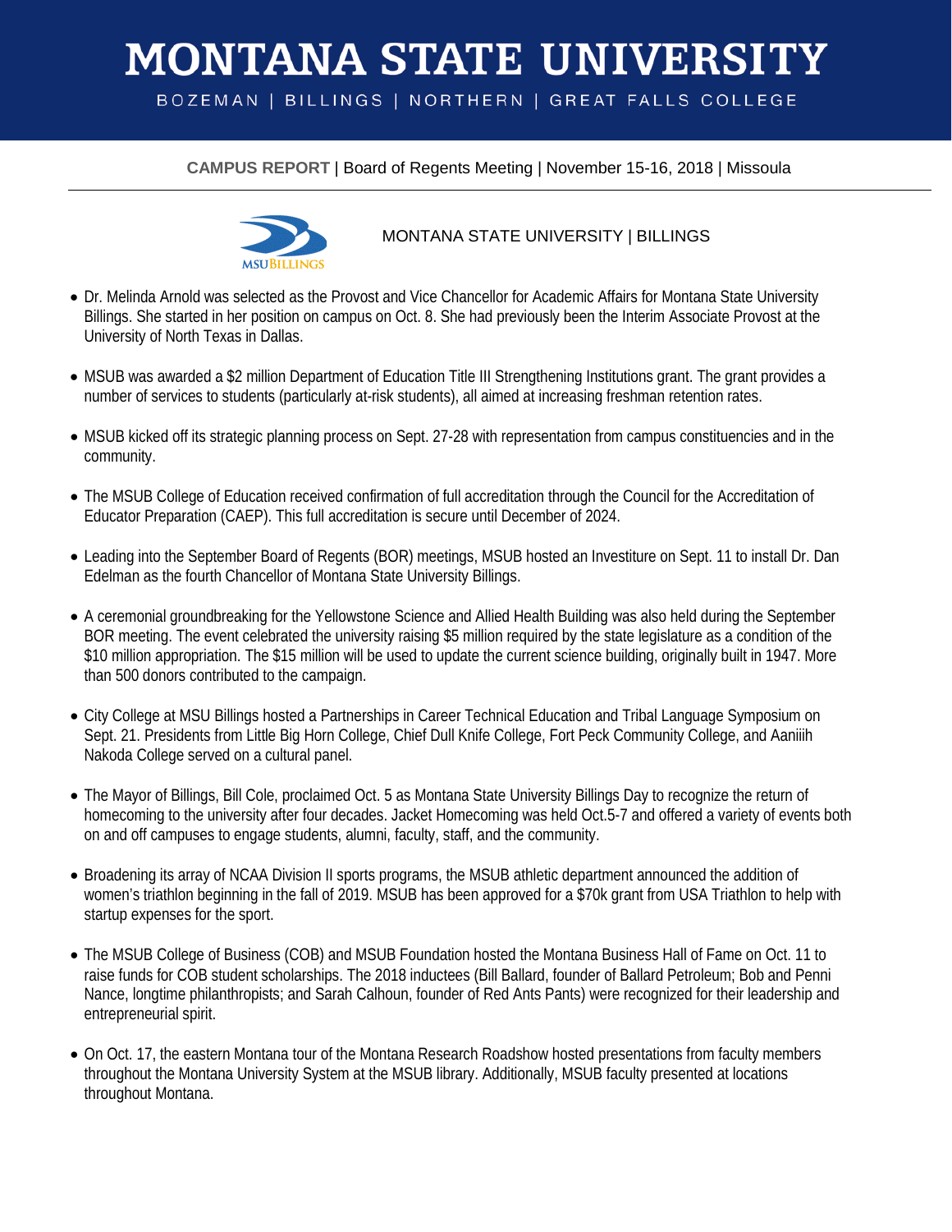# MONTANA STATE UNIVERSITY

BOZEMAN | BILLINGS | NORTHERN | GREAT FALLS COLLEGE

**CAMPUS REPORT** | Board of Regents Meeting | November 15-16, 2018 | Missoula

MSUBILLINGS

## MONTANA STATE UNIVERSITY | BILLINGS

- Dr. Melinda Arnold was selected as the Provost and Vice Chancellor for Academic Affairs for Montana State University Billings. She started in her position on campus on Oct. 8. She had previously been the Interim Associate Provost at the University of North Texas in Dallas.

- MSUB was awarded a $2 million Department of Education Title III Strengthening Institutions grant. The grant provides a number of services to students (particularly at-risk students), all aimed at increasing freshman retention rates.

- MSUB kicked off its strategic planning process on Sept. 27-28 with representation from campus constituencies and in the community.

- The MSUB College of Education received confirmation of full accreditation through the Council for the Accreditation of Educator Preparation (CAEP). This full accreditation is secure until December of 2024.

- Leading into the September Board of Regents (BOR) meetings, MSUB hosted an Investiture on Sept. 11 to install Dr. Dan Edelman as the fourth Chancellor of Montana State University Billings.

- A ceremonial groundbreaking for the Yellowstone Science and Allied Health Building was also held during the September BOR meeting. The event celebrated the university raising $5 million required by the state legislature as a condition of the $10 million appropriation. The $15 million will be used to update the current science building, originally built in 1947. More than 500 donors contributed to the campaign.

- City College at MSU Billings hosted a Partnerships in Career Technical Education and Tribal Language Symposium on Sept. 21. Presidents from Little Big Horn College, Chief Dull Knife College, Fort Peck Community College, and Aaniiih Nakoda College served on a cultural panel.

- The Mayor of Billings, Bill Cole, proclaimed Oct. 5 as Montana State University Billings Day to recognize the return of homecoming to the university after four decades. Jacket Homecoming was held Oct.5-7 and offered a variety of events both on and off campuses to engage students, alumni, faculty, staff, and the community.

- Broadening its array of NCAA Division II sports programs, the MSUB athletic department announced the addition of women's triathlon beginning in the fall of 2019. MSUB has been approved for a $70k grant from USA Triathlon to help with startup expenses for the sport.

- The MSUB College of Business (COB) and MSUB Foundation hosted the Montana Business Hall of Fame on Oct. 11 to raise funds for COB student scholarships. The 2018 inductees (Bill Ballard, founder of Ballard Petroleum; Bob and Penni Nance, longtime philanthropists; and Sarah Calhoun, founder of Red Ants Pants) were recognized for their leadership and entrepreneurial spirit.

- On Oct. 17, the eastern Montana tour of the Montana Research Roadshow hosted presentations from faculty members throughout the Montana University System at the MSUB library. Additionally, MSUB faculty presented at locations throughout Montana.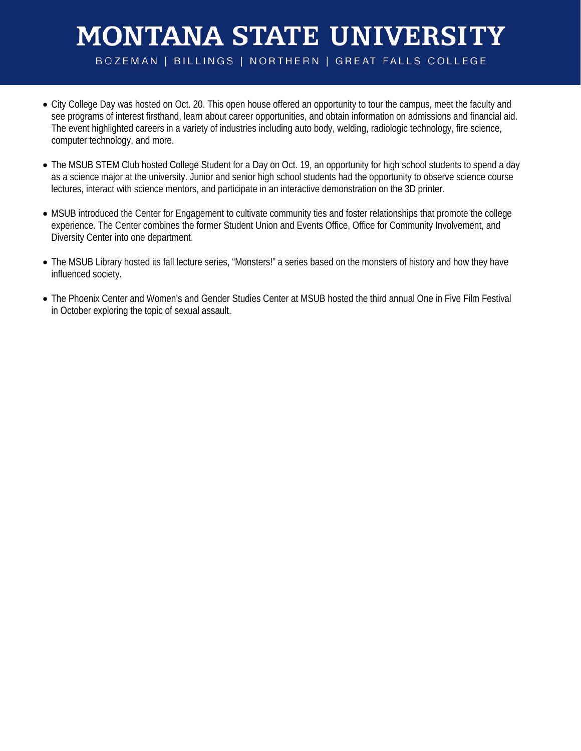- City College Day was hosted on Oct. 20. This open house offered an opportunity to tour the campus, meet the faculty and see programs of interest firsthand, learn about career opportunities, and obtain information on admissions and financial aid. The event highlighted careers in a variety of industries including auto body, welding, radiologic technology, fire science, computer technology, and more.

- The MSUB STEM Club hosted College Student for a Day on Oct. 19, an opportunity for high school students to spend a day as a science major at the university. Junior and senior high school students had the opportunity to observe science course lectures, interact with science mentors, and participate in an interactive demonstration on the 3D printer.

- MSUB introduced the Center for Engagement to cultivate community ties and foster relationships that promote the college experience. The Center combines the former Student Union and Events Office, Office for Community Involvement, and Diversity Center into one department.

- The MSUB Library hosted its fall lecture series, "Monsters!" a series based on the monsters of history and how they have influenced society.

- The Phoenix Center and Women's and Gender Studies Center at MSUB hosted the third annual One in Five Film Festival in October exploring the topic of sexual assault.